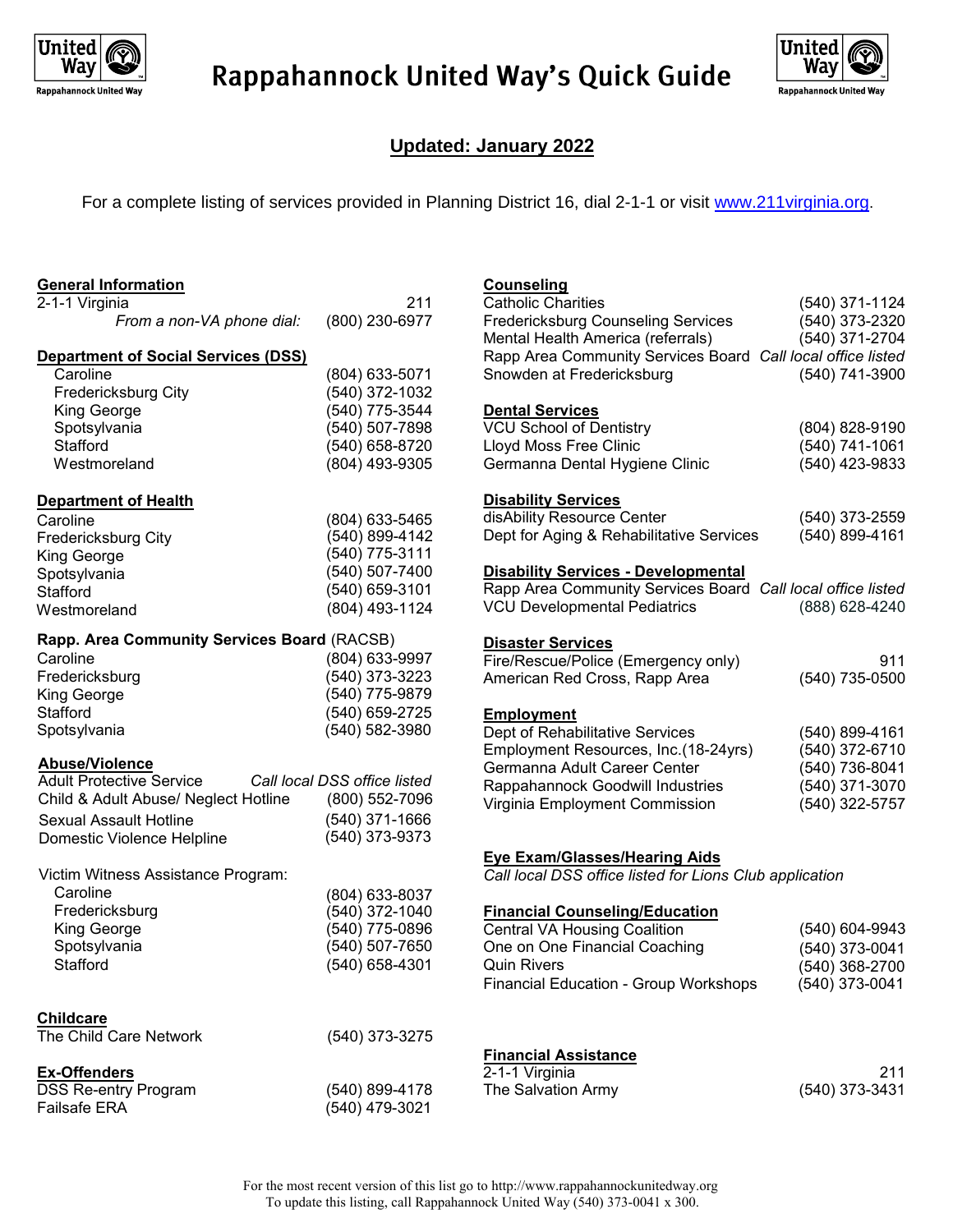# Rappahannock United Way's Quick Guide

**Updated: January 2022**

For a complete listing of services provided in Planning District 16, dial 2-1-1 or visit www.211virginia.org.

**General Information**

| | |
|---|---|
| 2-1-1 Virginia | 211 |
| *From a non-VA phone dial:* | (800) 230-6977 |

**Department of Social Services (DSS)**

| | |
|---|---|
| Caroline | (804) 633-5071 |
| Fredericksburg City | (540) 372-1032 |
| King George | (540) 775-3544 |
| Spotsylvania | (540) 507-7898 |
| Stafford | (540) 658-8720 |
| Westmoreland | (804) 493-9305 |

**Department of Health**

| | |
|---|---|
| Caroline | (804) 633-5465 |
| Fredericksburg City | (540) 899-4142 |
| King George | (540) 775-3111 |
| Spotsylvania | (540) 507-7400 |
| Stafford | (540) 659-3101 |
| Westmoreland | (804) 493-1124 |

**Rapp. Area Community Services Board** (RACSB)

| | |
|---|---|
| Caroline | (804) 633-9997 |
| Fredericksburg | (540) 373-3223 |
| King George | (540) 775-9879 |
| Stafford | (540) 659-2725 |
| Spotsylvania | (540) 582-3980 |

**Abuse/Violence**

| | |
|---|---|
| Adult Protective Service | *Call local DSS office listed* |
| Child & Adult Abuse/ Neglect Hotline | (800) 552-7096 |
| Sexual Assault Hotline | (540) 371-1666 |
| Domestic Violence Helpline | (540) 373-9373 |

Victim Witness Assistance Program:

| | |
|---|---|
| Caroline | (804) 633-8037 |
| Fredericksburg | (540) 372-1040 |
| King George | (540) 775-0896 |
| Spotsylvania | (540) 507-7650 |
| Stafford | (540) 658-4301 |

**Childcare**

| | |
|---|---|
| The Child Care Network | (540) 373-3275 |

**Ex-Offenders**

| | |
|---|---|
| DSS Re-entry Program | (540) 899-4178 |
| Failsafe ERA | (540) 479-3021 |

**Counseling**

| | |
|---|---|
| Catholic Charities | (540) 371-1124 |
| Fredericksburg Counseling Services | (540) 373-2320 |
| Mental Health America (referrals) | (540) 371-2704 |
| Rapp Area Community Services Board | *Call local office listed* |
| Snowden at Fredericksburg | (540) 741-3900 |

**Dental Services**

| | |
|---|---|
| VCU School of Dentistry | (804) 828-9190 |
| Lloyd Moss Free Clinic | (540) 741-1061 |
| Germanna Dental Hygiene Clinic | (540) 423-9833 |

**Disability Services**

| | |
|---|---|
| disAbility Resource Center | (540) 373-2559 |
| Dept for Aging & Rehabilitative Services | (540) 899-4161 |

**Disability Services - Developmental**

| | |
|---|---|
| Rapp Area Community Services Board | *Call local office listed* |
| VCU Developmental Pediatrics | (888) 628-4240 |

**Disaster Services**

| | |
|---|---|
| Fire/Rescue/Police (Emergency only) | 911 |
| American Red Cross, Rapp Area | (540) 735-0500 |

**Employment**

| | |
|---|---|
| Dept of Rehabilitative Services | (540) 899-4161 |
| Employment Resources, Inc.(18-24yrs) | (540) 372-6710 |
| Germanna Adult Career Center | (540) 736-8041 |
| Rappahannock Goodwill Industries | (540) 371-3070 |
| Virginia Employment Commission | (540) 322-5757 |

**Eye Exam/Glasses/Hearing Aids**

*Call local DSS office listed for Lions Club application*

**Financial Counseling/Education**

| | |
|---|---|
| Central VA Housing Coalition | (540) 604-9943 |
| One on One Financial Coaching | (540) 373-0041 |
| Quin Rivers | (540) 368-2700 |
| Financial Education - Group Workshops | (540) 373-0041 |

**Financial Assistance**

| | |
|---|---|
| 2-1-1 Virginia | 211 |
| The Salvation Army | (540) 373-3431 |

For the most recent version of this list go to http://www.rappahannockunitedway.org
To update this listing, call Rappahannock United Way (540) 373-0041 x 300.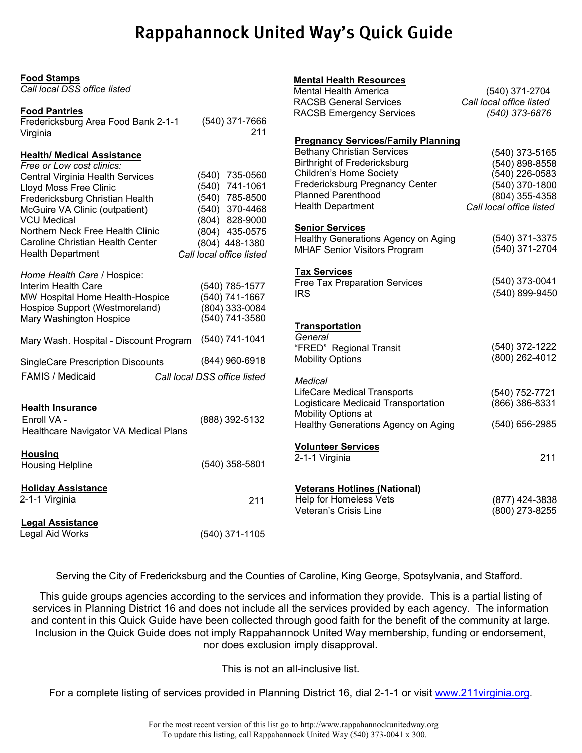# Rappahannock United Way's Quick Guide

**Food Stamps**

*Call local DSS office listed*

**Food Pantries**

| | |
|---|---|
| Fredericksburg Area Food Bank | (540) 371-7666 |
| 2-1-1 Virginia | 211 |

**Health/ Medical Assistance**

*Free or Low cost clinics:*

| | |
|---|---|
| Central Virginia Health Services | (540) 735-0560 |
| Lloyd Moss Free Clinic | (540) 741-1061 |
| Fredericksburg Christian Health | (540) 785-8500 |
| McGuire VA Clinic (outpatient) | (540) 370-4468 |
| VCU Medical | (804) 828-9000 |
| Northern Neck Free Health Clinic | (804) 435-0575 |
| Caroline Christian Health Center | (804) 448-1380 |
| Health Department | *Call local office listed* |

*Home Health Care* / Hospice:

| | |
|---|---|
| Interim Health Care | (540) 785-1577 |
| MW Hospital Home Health-Hospice | (540) 741-1667 |
| Hospice Support (Westmoreland) | (804) 333-0084 |
| Mary Washington Hospice | (540) 741-3580 |
| Mary Wash. Hospital - Discount Program | (540) 741-1041 |
| SingleCare Prescription Discounts | (844) 960-6918 |
| FAMIS / Medicaid | *Call local DSS office listed* |

**Health Insurance**

| | |
|---|---|
| Enroll VA - Healthcare Navigator VA Medical Plans | (888) 392-5132 |

**Housing**

| | |
|---|---|
| Housing Helpline | (540) 358-5801 |

**Holiday Assistance**

| | |
|---|---|
| 2-1-1 Virginia | 211 |

**Legal Assistance**

| | |
|---|---|
| Legal Aid Works | (540) 371-1105 |

**Mental Health Resources**

| | |
|---|---|
| Mental Health America | (540) 371-2704 |
| RACSB General Services | *Call local office listed* |
| RACSB Emergency Services | *(540) 373-6876* |

**Pregnancy Services/Family Planning**

| | |
|---|---|
| Bethany Christian Services | (540) 373-5165 |
| Birthright of Fredericksburg | (540) 898-8558 |
| Children's Home Society | (540) 226-0583 |
| Fredericksburg Pregnancy Center | (540) 370-1800 |
| Planned Parenthood | (804) 355-4358 |
| Health Department | *Call local office listed* |

**Senior Services**

| | |
|---|---|
| Healthy Generations Agency on Aging | (540) 371-3375 |
| MHAF Senior Visitors Program | (540) 371-2704 |

**Tax Services**

| | |
|---|---|
| Free Tax Preparation Services | (540) 373-0041 |
| IRS | (540) 899-9450 |

**Transportation**

*General*

| | |
|---|---|
| "FRED" Regional Transit | (540) 372-1222 |
| Mobility Options | (800) 262-4012 |

*Medical*

| | |
|---|---|
| LifeCare Medical Transports | (540) 752-7721 |
| Logisticare Medicaid Transportation | (866) 386-8331 |
| Mobility Options at Healthy Generations Agency on Aging | (540) 656-2985 |

**Volunteer Services**

| | |
|---|---|
| 2-1-1 Virginia | 211 |

**Veterans Hotlines (National)**

| | |
|---|---|
| Help for Homeless Vets | (877) 424-3838 |
| Veteran's Crisis Line | (800) 273-8255 |

Serving the City of Fredericksburg and the Counties of Caroline, King George, Spotsylvania, and Stafford.

This guide groups agencies according to the services and information they provide. This is a partial listing of services in Planning District 16 and does not include all the services provided by each agency. The information and content in this Quick Guide have been collected through good faith for the benefit of the community at large. Inclusion in the Quick Guide does not imply Rappahannock United Way membership, funding or endorsement, nor does exclusion imply disapproval.

This is not an all-inclusive list.

For a complete listing of services provided in Planning District 16, dial 2-1-1 or visit www.211virginia.org.

For the most recent version of this list go to http://www.rappahannockunitedway.org
To update this listing, call Rappahannock United Way (540) 373-0041 x 300.